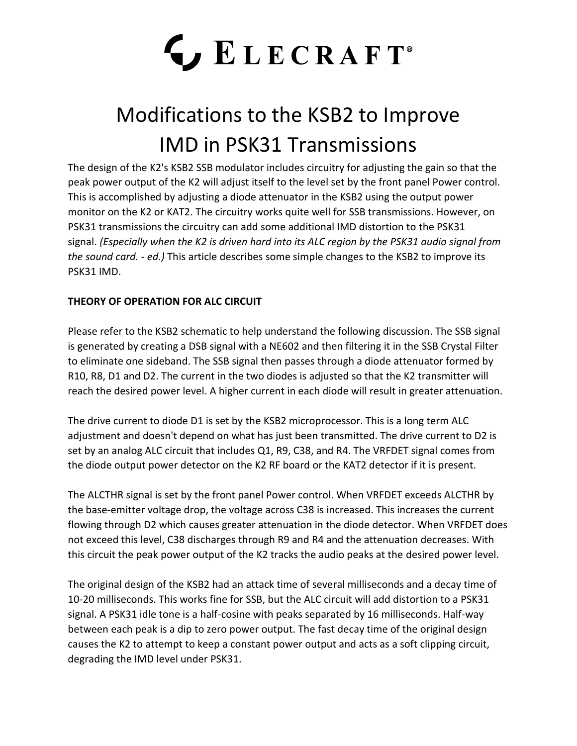# ELECRAFT®

# Modifications to the KSB2 to Improve IMD in PSK31 Transmissions

The design of the K2's KSB2 SSB modulator includes circuitry for adjusting the gain so that the peak power output of the K2 will adjust itself to the level set by the front panel Power control. This is accomplished by adjusting a diode attenuator in the KSB2 using the output power monitor on the K2 or KAT2. The circuitry works quite well for SSB transmissions. However, on PSK31 transmissions the circuitry can add some additional IMD distortion to the PSK31 signal. *(Especially when the K2 is driven hard into its ALC region by the PSK31 audio signal from the sound card. - ed.)* This article describes some simple changes to the KSB2 to improve its PSK31 IMD.

**THEORY OF OPERATION FOR ALC CIRCUIT**

Please refer to the KSB2 schematic to help understand the following discussion. The SSB signal is generated by creating a DSB signal with a NE602 and then filtering it in the SSB Crystal Filter to eliminate one sideband. The SSB signal then passes through a diode attenuator formed by R10, R8, D1 and D2. The current in the two diodes is adjusted so that the K2 transmitter will reach the desired power level. A higher current in each diode will result in greater attenuation.

The drive current to diode D1 is set by the KSB2 microprocessor. This is a long term ALC adjustment and doesn't depend on what has just been transmitted. The drive current to D2 is set by an analog ALC circuit that includes Q1, R9, C38, and R4. The VRFDET signal comes from the diode output power detector on the K2 RF board or the KAT2 detector if it is present.

The ALCTHR signal is set by the front panel Power control. When VRFDET exceeds ALCTHR by the base-emitter voltage drop, the voltage across C38 is increased. This increases the current flowing through D2 which causes greater attenuation in the diode detector. When VRFDET does not exceed this level, C38 discharges through R9 and R4 and the attenuation decreases. With this circuit the peak power output of the K2 tracks the audio peaks at the desired power level.

The original design of the KSB2 had an attack time of several milliseconds and a decay time of 10-20 milliseconds. This works fine for SSB, but the ALC circuit will add distortion to a PSK31 signal. A PSK31 idle tone is a half-cosine with peaks separated by 16 milliseconds. Half-way between each peak is a dip to zero power output. The fast decay time of the original design causes the K2 to attempt to keep a constant power output and acts as a soft clipping circuit, degrading the IMD level under PSK31.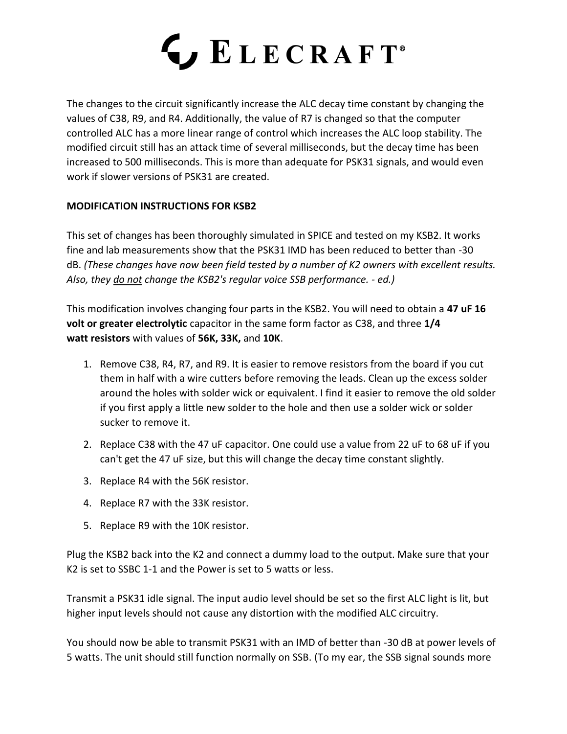The changes to the circuit significantly increase the ALC decay time constant by changing the values of C38, R9, and R4. Additionally, the value of R7 is changed so that the computer controlled ALC has a more linear range of control which increases the ALC loop stability. The modified circuit still has an attack time of several milliseconds, but the decay time has been increased to 500 milliseconds. This is more than adequate for PSK31 signals, and would even work if slower versions of PSK31 are created.

**MODIFICATION INSTRUCTIONS FOR KSB2**

This set of changes has been thoroughly simulated in SPICE and tested on my KSB2. It works fine and lab measurements show that the PSK31 IMD has been reduced to better than -30 dB. *(These changes have now been field tested by a number of K2 owners with excellent results. Also, they do not change the KSB2's regular voice SSB performance. - ed.)*

This modification involves changing four parts in the KSB2. You will need to obtain a **47 uF 16 volt or greater electrolytic** capacitor in the same form factor as C38, and three **1/4 watt resistors** with values of **56K, 33K,** and **10K**.

1. Remove C38, R4, R7, and R9. It is easier to remove resistors from the board if you cut them in half with a wire cutters before removing the leads. Clean up the excess solder around the holes with solder wick or equivalent. I find it easier to remove the old solder if you first apply a little new solder to the hole and then use a solder wick or solder sucker to remove it.
2. Replace C38 with the 47 uF capacitor. One could use a value from 22 uF to 68 uF if you can't get the 47 uF size, but this will change the decay time constant slightly.
3. Replace R4 with the 56K resistor.
4. Replace R7 with the 33K resistor.
5. Replace R9 with the 10K resistor.

Plug the KSB2 back into the K2 and connect a dummy load to the output. Make sure that your K2 is set to SSBC 1-1 and the Power is set to 5 watts or less.

Transmit a PSK31 idle signal. The input audio level should be set so the first ALC light is lit, but higher input levels should not cause any distortion with the modified ALC circuitry.

You should now be able to transmit PSK31 with an IMD of better than -30 dB at power levels of 5 watts. The unit should still function normally on SSB. (To my ear, the SSB signal sounds more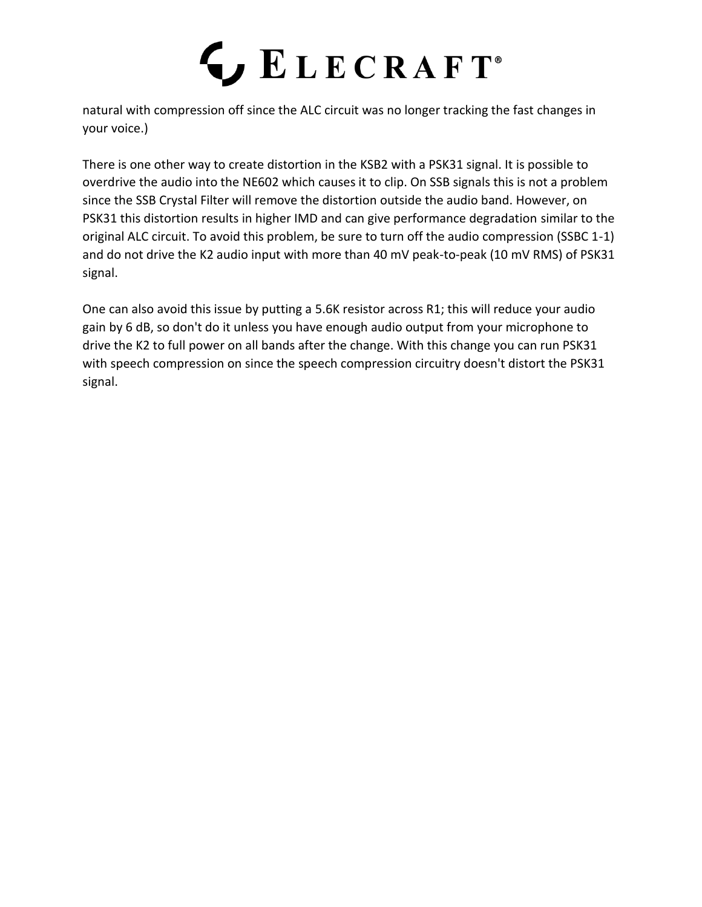natural with compression off since the ALC circuit was no longer tracking the fast changes in your voice.)

There is one other way to create distortion in the KSB2 with a PSK31 signal. It is possible to overdrive the audio into the NE602 which causes it to clip. On SSB signals this is not a problem since the SSB Crystal Filter will remove the distortion outside the audio band. However, on PSK31 this distortion results in higher IMD and can give performance degradation similar to the original ALC circuit. To avoid this problem, be sure to turn off the audio compression (SSBC 1-1) and do not drive the K2 audio input with more than 40 mV peak-to-peak (10 mV RMS) of PSK31 signal.

One can also avoid this issue by putting a 5.6K resistor across R1; this will reduce your audio gain by 6 dB, so don't do it unless you have enough audio output from your microphone to drive the K2 to full power on all bands after the change. With this change you can run PSK31 with speech compression on since the speech compression circuitry doesn't distort the PSK31 signal.